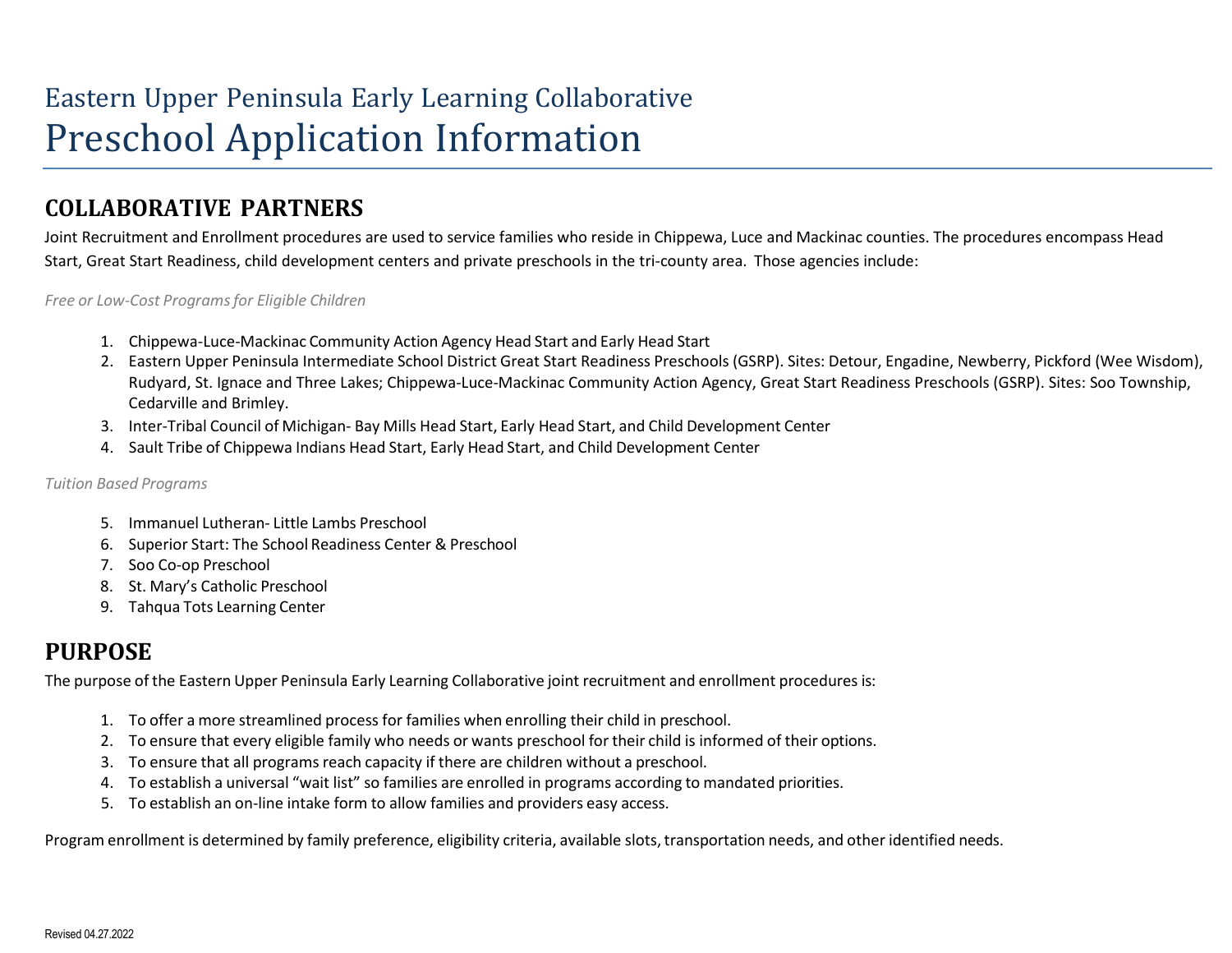Eastern Upper Peninsula Early Learning Collaborative

# Preschool Application Information

## COLLABORATIVE PARTNERS

Joint Recruitment and Enrollment procedures are used to service families who reside in Chippewa, Luce and Mackinac counties. The procedures encompass Head Start, Great Start Readiness, child development centers and private preschools in the tri-county area. Those agencies include:

*Free or Low-Cost Programs for Eligible Children*

1. Chippewa-Luce-Mackinac Community Action Agency Head Start and Early Head Start
2. Eastern Upper Peninsula Intermediate School District Great Start Readiness Preschools (GSRP). Sites: Detour, Engadine, Newberry, Pickford (Wee Wisdom), Rudyard, St. Ignace and Three Lakes; Chippewa-Luce-Mackinac Community Action Agency, Great Start Readiness Preschools (GSRP). Sites: Soo Township, Cedarville and Brimley.
3. Inter-Tribal Council of Michigan- Bay Mills Head Start, Early Head Start, and Child Development Center
4. Sault Tribe of Chippewa Indians Head Start, Early Head Start, and Child Development Center

*Tuition Based Programs*

5. Immanuel Lutheran- Little Lambs Preschool
6. Superior Start: The School Readiness Center & Preschool
7. Soo Co-op Preschool
8. St. Mary's Catholic Preschool
9. Tahqua Tots Learning Center

## PURPOSE

The purpose of the Eastern Upper Peninsula Early Learning Collaborative joint recruitment and enrollment procedures is:

1. To offer a more streamlined process for families when enrolling their child in preschool.
2. To ensure that every eligible family who needs or wants preschool for their child is informed of their options.
3. To ensure that all programs reach capacity if there are children without a preschool.
4. To establish a universal "wait list" so families are enrolled in programs according to mandated priorities.
5. To establish an on-line intake form to allow families and providers easy access.

Program enrollment is determined by family preference, eligibility criteria, available slots, transportation needs, and other identified needs.

Revised 04.27.2022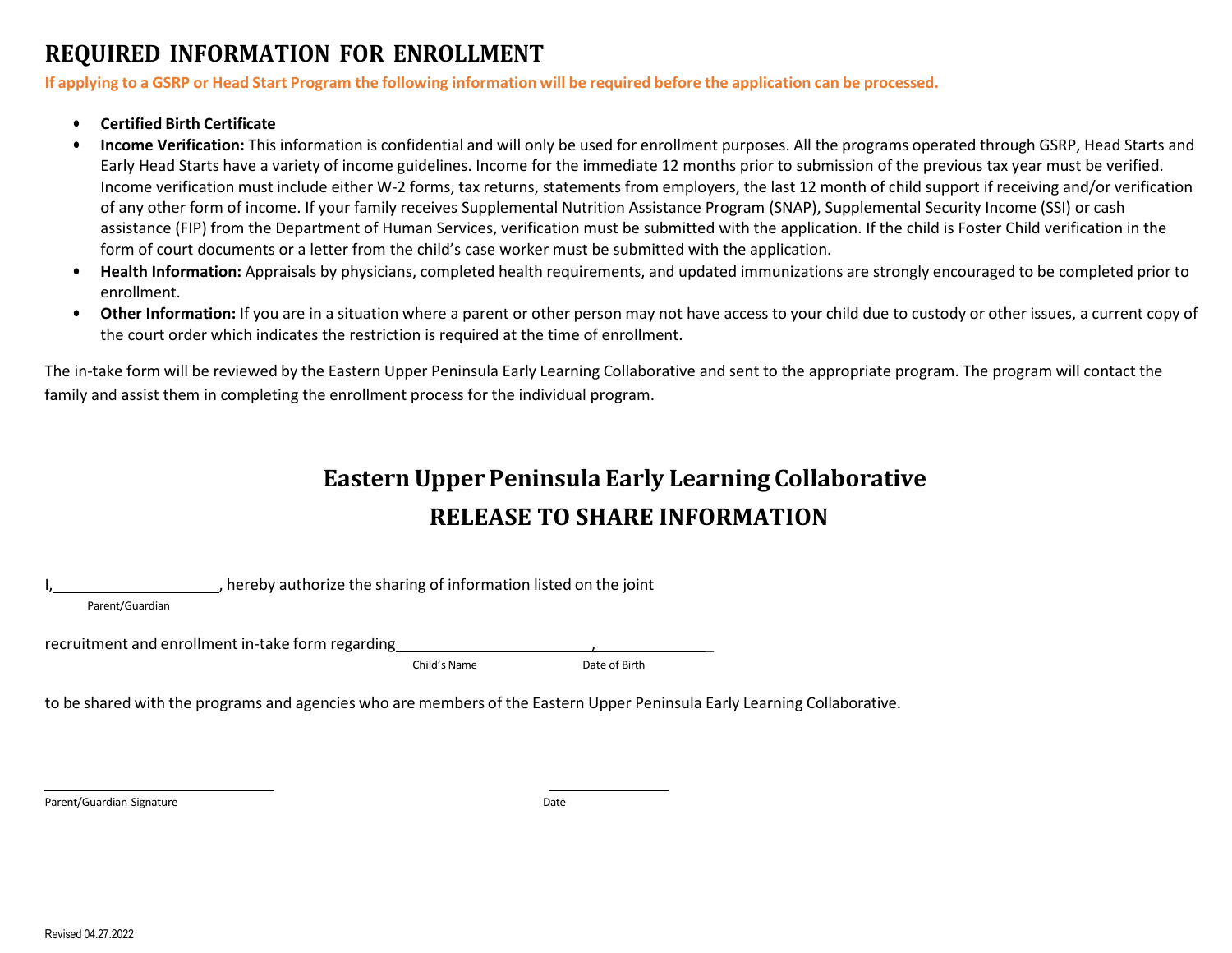# REQUIRED INFORMATION FOR ENROLLMENT

**If applying to a GSRP or Head Start Program the following information will be required before the application can be processed.**

- **Certified Birth Certificate**
- **Income Verification:** This information is confidential and will only be used for enrollment purposes. All the programs operated through GSRP, Head Starts and Early Head Starts have a variety of income guidelines. Income for the immediate 12 months prior to submission of the previous tax year must be verified. Income verification must include either W-2 forms, tax returns, statements from employers, the last 12 month of child support if receiving and/or verification of any other form of income. If your family receives Supplemental Nutrition Assistance Program (SNAP), Supplemental Security Income (SSI) or cash assistance (FIP) from the Department of Human Services, verification must be submitted with the application. If the child is Foster Child verification in the form of court documents or a letter from the child's case worker must be submitted with the application.
- **Health Information:** Appraisals by physicians, completed health requirements, and updated immunizations are strongly encouraged to be completed prior to enrollment.
- **Other Information:** If you are in a situation where a parent or other person may not have access to your child due to custody or other issues, a current copy of the court order which indicates the restriction is required at the time of enrollment.

The in-take form will be reviewed by the Eastern Upper Peninsula Early Learning Collaborative and sent to the appropriate program. The program will contact the family and assist them in completing the enrollment process for the individual program.

## Eastern Upper Peninsula Early Learning Collaborative

## RELEASE TO SHARE INFORMATION

I,\_\_\_\_\_\_\_\_\_\_\_\_\_\_\_\_\_\_\_\_, hereby authorize the sharing of information listed on the joint
Parent/Guardian

recruitment and enrollment in-take form regarding\_\_\_\_\_\_\_\_\_\_\_\_\_\_\_\_\_\_\_\_\_\_\_\_, \_\_\_\_\_\_\_\_\_\_\_\_\_\_\_
Child's Name Date of Birth

to be shared with the programs and agencies who are members of the Eastern Upper Peninsula Early Learning Collaborative.

\_\_\_\_\_\_\_\_\_\_\_\_\_\_\_\_\_\_\_\_\_\_\_\_\_\_\_\_\_\_ \_\_\_\_\_\_\_\_\_\_\_\_\_\_\_\_
Parent/Guardian Signature Date

Revised 04.27.2022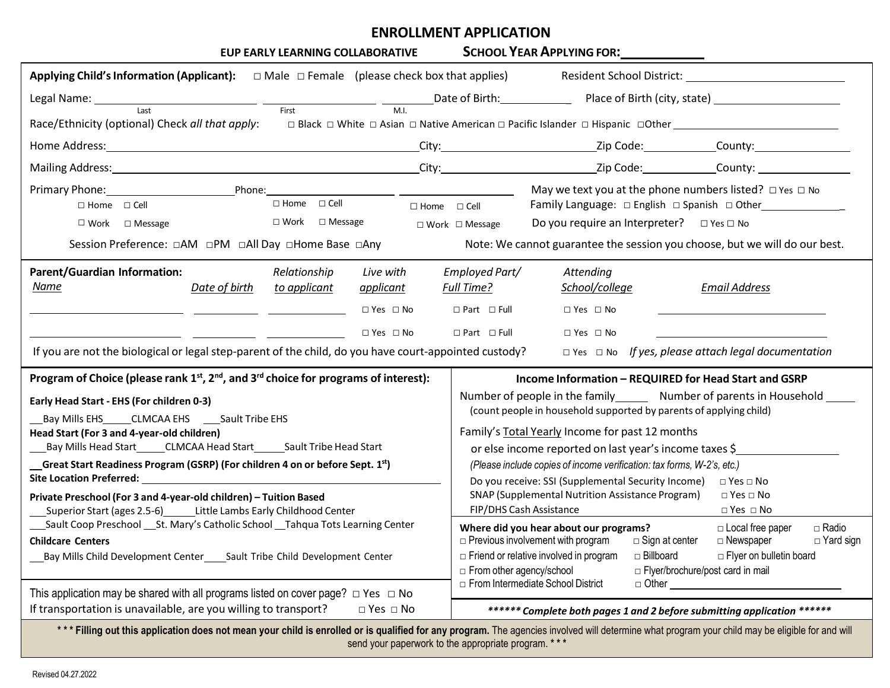# ENROLLMENT APPLICATION

**EUP EARLY LEARNING COLLABORATIVE** **SCHOOL YEAR APPLYING FOR:___________**

**Applying Child's Information (Applicant):** □ Male □ Female (please check box that applies) Resident School District: ______________________

Legal Name: ______________________ (Last) ______________________ (First) ________ (M.I.) Date of Birth:__________ Place of Birth (city, state) ____________________

Race/Ethnicity (optional) Check *all that apply*: □ Black □ White □ Asian □ Native American □ Pacific Islander □ Hispanic □Other ______________________

Home Address:______________________________________ City:______________________ Zip Code:__________ County:______________

Mailing Address:____________________________________ City:______________________ Zip Code:__________ County: ______________

Primary Phone:____________________ □ Home □ Cell □ Work □ Message

Phone:____________________ □ Home □ Cell □ Work □ Message

____________________ □ Home □ Cell □ Work □ Message

May we text you at the phone numbers listed? □ Yes □ No

Family Language: □ English □ Spanish □ Other____________

Do you require an Interpreter? □ Yes □ No

Session Preference: □AM □PM □All Day □Home Base □Any

Note: We cannot guarantee the session you choose, but we will do our best.

**Parent/Guardian Information:**

| *Name* | *Date of birth* | *Relationship to applicant* | *Live with applicant* | *Employed Part/ Full Time?* | *Attending School/college* | *Email Address* |
|---|---|---|---|---|---|---|
| | | | □ Yes □ No | □ Part □ Full | □ Yes □ No | |
| | | | □ Yes □ No | □ Part □ Full | □ Yes □ No | |

If you are not the biological or legal step-parent of the child, do you have court-appointed custody? □ Yes □ No *If yes, please attach legal documentation*

**Program of Choice (please rank 1st, 2nd, and 3rd choice for programs of interest):**

**Early Head Start - EHS (For children 0-3)**

__Bay Mills EHS_____CLMCAA EHS ___Sault Tribe EHS

**Head Start (For 3 and 4-year-old children)**

___Bay Mills Head Start_____CLMCAA Head Start_____Sault Tribe Head Start

**__Great Start Readiness Program (GSRP) (For children 4 on or before Sept. 1st)**

**Site Location Preferred:** ______________________________

**Private Preschool (For 3 and 4-year-old children) – Tuition Based**

___Superior Start (ages 2.5-6)_____Little Lambs Early Childhood Center

___Sault Coop Preschool __St. Mary's Catholic School __Tahqua Tots Learning Center

**Childcare Centers**

___Bay Mills Child Development Center____Sault Tribe Child Development Center

This application may be shared with all programs listed on cover page? □ Yes □ No

If transportation is unavailable, are you willing to transport? □ Yes □ No

**Income Information – REQUIRED for Head Start and GSRP**

Number of people in the family_____ Number of parents in Household _____

(count people in household supported by parents of applying child)

Family's Total Yearly Income for past 12 months

or else income reported on last year's income taxes $________________

*(Please include copies of income verification: tax forms, W-2's, etc.)*

Do you receive: SSI (Supplemental Security Income) □ Yes □ No

SNAP (Supplemental Nutrition Assistance Program) □ Yes □ No

FIP/DHS Cash Assistance □ Yes □ No

**Where did you hear about our programs?**

□ Local free paper □ Radio □ Previous involvement with program □ Sign at center □ Newspaper □ Yard sign □ Friend or relative involved in program □ Billboard □ Flyer on bulletin board □ From other agency/school □ Flyer/brochure/post card in mail □ From Intermediate School District □ Other ____________________

***\*\*\*\*\*\* Complete both pages 1 and 2 before submitting application \*\*\*\*\*\****

\* \* \* **Filling out this application does not mean your child is enrolled or is qualified for any program.** The agencies involved will determine what program your child may be eligible for and will send your paperwork to the appropriate program. \* \* \*

Revised 04.27.2022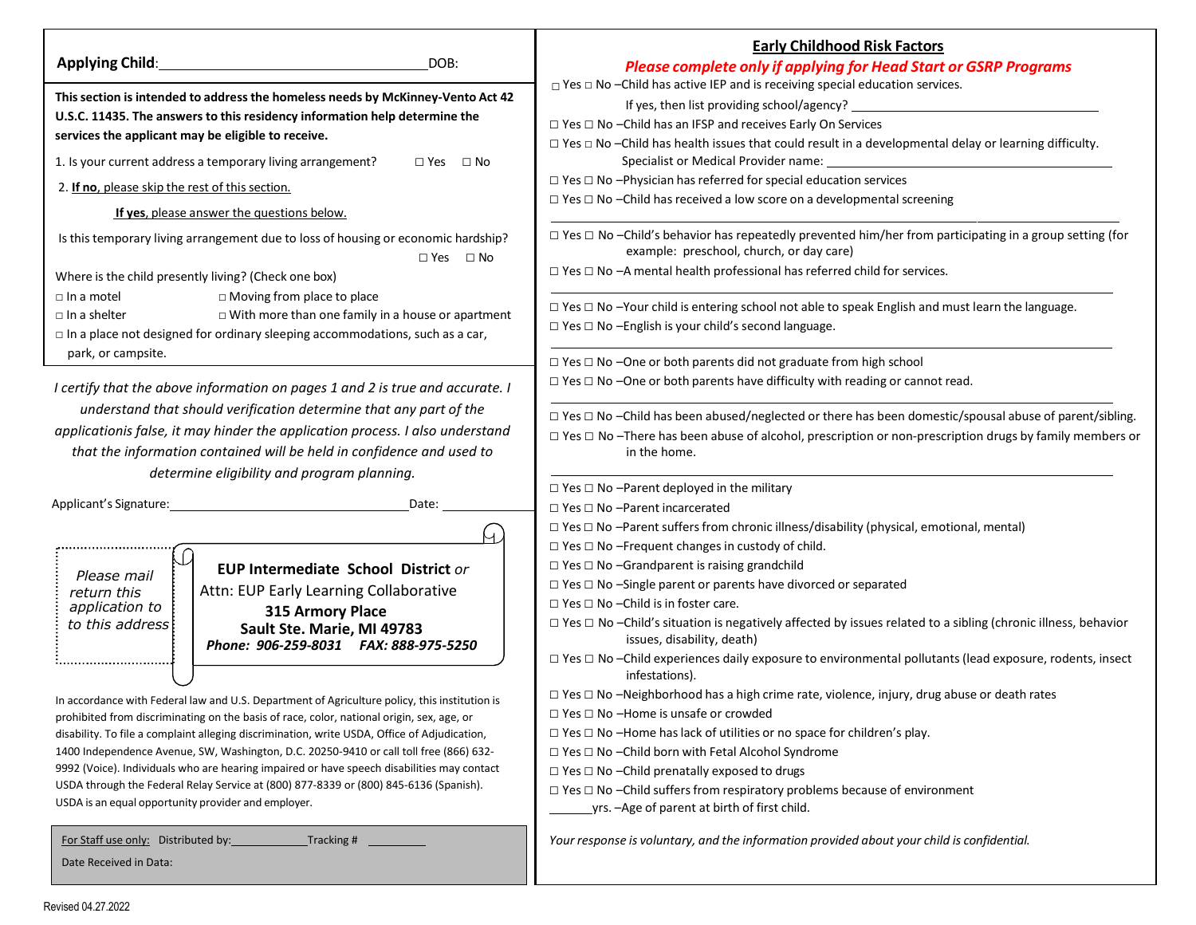**Applying Child**: ___________________________________ DOB:

**This section is intended to address the homeless needs by McKinney-Vento Act 42 U.S.C. 11435. The answers to this residency information help determine the services the applicant may be eligible to receive.**

1. Is your current address a temporary living arrangement? □ Yes □ No

2. **If no**, please skip the rest of this section.

**If yes**, please answer the questions below.

Is this temporary living arrangement due to loss of housing or economic hardship? □ Yes □ No

Where is the child presently living? (Check one box)

□ In a motel
□ Moving from place to place
□ In a shelter
□ With more than one family in a house or apartment
□ In a place not designed for ordinary sleeping accommodations, such as a car, park, or campsite.

*I certify that the above information on pages 1 and 2 is true and accurate. I understand that should verification determine that any part of the applicationis false, it may hinder the application process. I also understand that the information contained will be held in confidence and used to determine eligibility and program planning.*

Applicant's Signature: ___________________________________ Date: ____________

*Please mail return this application to to this address*

**EUP Intermediate School District** *or*
Attn: EUP Early Learning Collaborative
**315 Armory Place**
**Sault Ste. Marie, MI 49783**
***Phone: 906-259-8031 FAX: 888-975-5250***

In accordance with Federal law and U.S. Department of Agriculture policy, this institution is prohibited from discriminating on the basis of race, color, national origin, sex, age, or disability. To file a complaint alleging discrimination, write USDA, Office of Adjudication, 1400 Independence Avenue, SW, Washington, D.C. 20250-9410 or call toll free (866) 632-9992 (Voice). Individuals who are hearing impaired or have speech disabilities may contact USDA through the Federal Relay Service at (800) 877-8339 or (800) 845-6136 (Spanish). USDA is an equal opportunity provider and employer.

For Staff use only: Distributed by: ____________ Tracking # _________

Date Received in Data:

## Early Childhood Risk Factors

***Please complete only if applying for Head Start or GSRP Programs***

□ Yes □ No –Child has active IEP and is receiving special education services.
If yes, then list providing school/agency? ______________________________

□ Yes □ No –Child has an IFSP and receives Early On Services

□ Yes □ No –Child has health issues that could result in a developmental delay or learning difficulty.
Specialist or Medical Provider name: ______________________________

□ Yes □ No –Physician has referred for special education services

□ Yes □ No –Child has received a low score on a developmental screening

□ Yes □ No –Child's behavior has repeatedly prevented him/her from participating in a group setting (for example: preschool, church, or day care)

□ Yes □ No –A mental health professional has referred child for services.

□ Yes □ No –Your child is entering school not able to speak English and must learn the language.

□ Yes □ No –English is your child's second language.

□ Yes □ No –One or both parents did not graduate from high school

□ Yes □ No –One or both parents have difficulty with reading or cannot read.

□ Yes □ No –Child has been abused/neglected or there has been domestic/spousal abuse of parent/sibling.

□ Yes □ No –There has been abuse of alcohol, prescription or non-prescription drugs by family members or in the home.

□ Yes □ No –Parent deployed in the military

□ Yes □ No –Parent incarcerated

□ Yes □ No –Parent suffers from chronic illness/disability (physical, emotional, mental)

□ Yes □ No –Frequent changes in custody of child.

□ Yes □ No –Grandparent is raising grandchild

□ Yes □ No –Single parent or parents have divorced or separated

□ Yes □ No –Child is in foster care.

□ Yes □ No –Child's situation is negatively affected by issues related to a sibling (chronic illness, behavior issues, disability, death)

□ Yes □ No –Child experiences daily exposure to environmental pollutants (lead exposure, rodents, insect infestations).

□ Yes □ No –Neighborhood has a high crime rate, violence, injury, drug abuse or death rates

□ Yes □ No –Home is unsafe or crowded

□ Yes □ No –Home has lack of utilities or no space for children's play.

□ Yes □ No –Child born with Fetal Alcohol Syndrome

□ Yes □ No –Child prenatally exposed to drugs

□ Yes □ No –Child suffers from respiratory problems because of environment

_______yrs. –Age of parent at birth of first child.

*Your response is voluntary, and the information provided about your child is confidential.*

Revised 04.27.2022